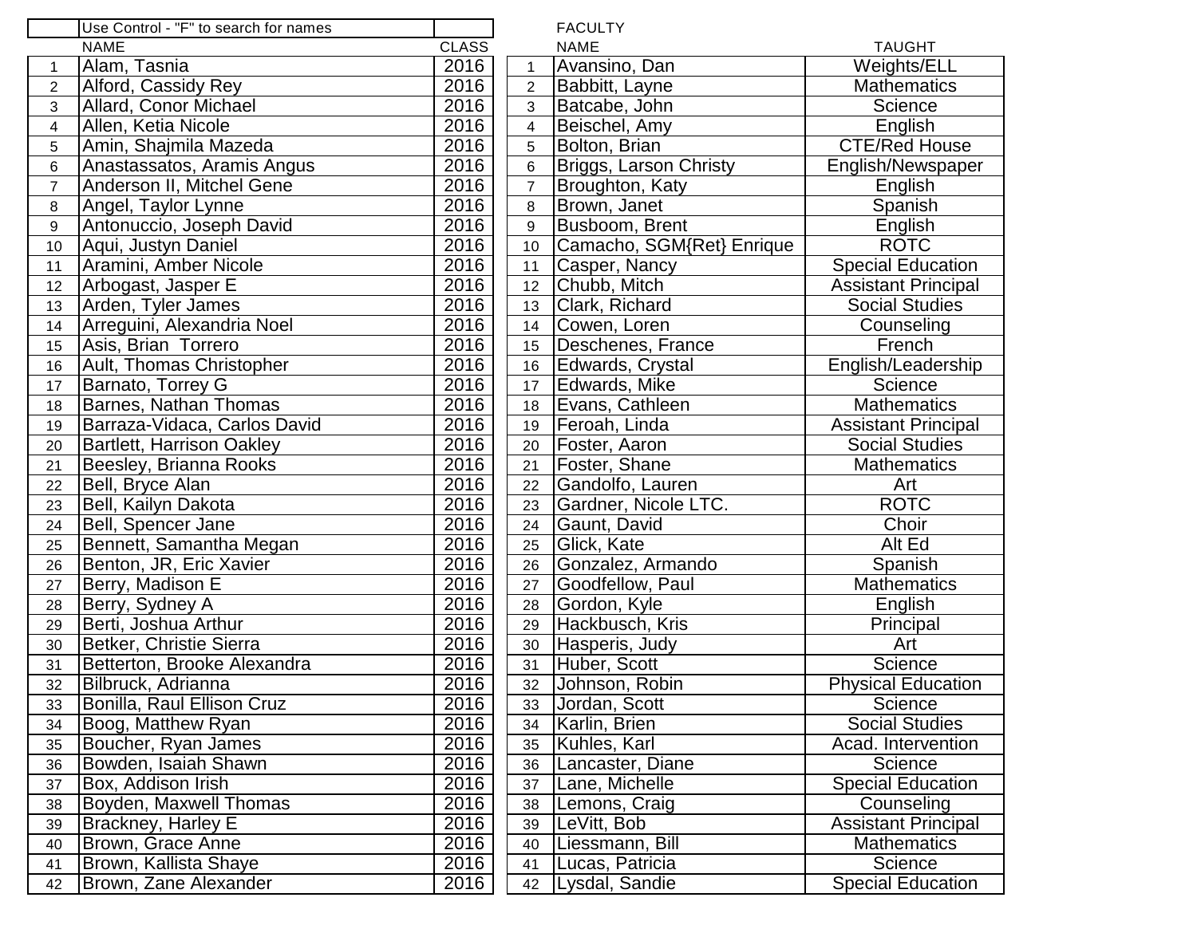Use Control - "F" to search for names

| | NAME | CLASS |
|---|---|---|
| 1 | Alam, Tasnia | 2016 |
| 2 | Alford, Cassidy Rey | 2016 |
| 3 | Allard, Conor Michael | 2016 |
| 4 | Allen, Ketia Nicole | 2016 |
| 5 | Amin, Shajmila Mazeda | 2016 |
| 6 | Anastassatos, Aramis Angus | 2016 |
| 7 | Anderson II, Mitchel Gene | 2016 |
| 8 | Angel, Taylor Lynne | 2016 |
| 9 | Antonuccio, Joseph David | 2016 |
| 10 | Aqui, Justyn Daniel | 2016 |
| 11 | Aramini, Amber Nicole | 2016 |
| 12 | Arbogast, Jasper E | 2016 |
| 13 | Arden, Tyler James | 2016 |
| 14 | Arreguini, Alexandria Noel | 2016 |
| 15 | Asis, Brian Torrero | 2016 |
| 16 | Ault, Thomas Christopher | 2016 |
| 17 | Barnato, Torrey G | 2016 |
| 18 | Barnes, Nathan Thomas | 2016 |
| 19 | Barraza-Vidaca, Carlos David | 2016 |
| 20 | Bartlett, Harrison Oakley | 2016 |
| 21 | Beesley, Brianna Rooks | 2016 |
| 22 | Bell, Bryce Alan | 2016 |
| 23 | Bell, Kailyn Dakota | 2016 |
| 24 | Bell, Spencer Jane | 2016 |
| 25 | Bennett, Samantha Megan | 2016 |
| 26 | Benton, JR, Eric Xavier | 2016 |
| 27 | Berry, Madison E | 2016 |
| 28 | Berry, Sydney A | 2016 |
| 29 | Berti, Joshua Arthur | 2016 |
| 30 | Betker, Christie Sierra | 2016 |
| 31 | Betterton, Brooke Alexandra | 2016 |
| 32 | Bilbruck, Adrianna | 2016 |
| 33 | Bonilla, Raul Ellison Cruz | 2016 |
| 34 | Boog, Matthew Ryan | 2016 |
| 35 | Boucher, Ryan James | 2016 |
| 36 | Bowden, Isaiah Shawn | 2016 |
| 37 | Box, Addison Irish | 2016 |
| 38 | Boyden, Maxwell Thomas | 2016 |
| 39 | Brackney, Harley E | 2016 |
| 40 | Brown, Grace Anne | 2016 |
| 41 | Brown, Kallista Shaye | 2016 |
| 42 | Brown, Zane Alexander | 2016 |

FACULTY

| | NAME | TAUGHT |
|---|---|---|
| 1 | Avansino, Dan | Weights/ELL |
| 2 | Babbitt, Layne | Mathematics |
| 3 | Batcabe, John | Science |
| 4 | Beischel, Amy | English |
| 5 | Bolton, Brian | CTE/Red House |
| 6 | Briggs, Larson Christy | English/Newspaper |
| 7 | Broughton, Katy | English |
| 8 | Brown, Janet | Spanish |
| 9 | Busboom, Brent | English |
| 10 | Camacho, SGM{Ret} Enrique | ROTC |
| 11 | Casper, Nancy | Special Education |
| 12 | Chubb, Mitch | Assistant Principal |
| 13 | Clark, Richard | Social Studies |
| 14 | Cowen, Loren | Counseling |
| 15 | Deschenes, France | French |
| 16 | Edwards, Crystal | English/Leadership |
| 17 | Edwards, Mike | Science |
| 18 | Evans, Cathleen | Mathematics |
| 19 | Feroah, Linda | Assistant Principal |
| 20 | Foster, Aaron | Social Studies |
| 21 | Foster, Shane | Mathematics |
| 22 | Gandolfo, Lauren | Art |
| 23 | Gardner, Nicole LTC. | ROTC |
| 24 | Gaunt, David | Choir |
| 25 | Glick, Kate | Alt Ed |
| 26 | Gonzalez, Armando | Spanish |
| 27 | Goodfellow, Paul | Mathematics |
| 28 | Gordon, Kyle | English |
| 29 | Hackbusch, Kris | Principal |
| 30 | Hasperis, Judy | Art |
| 31 | Huber, Scott | Science |
| 32 | Johnson, Robin | Physical Education |
| 33 | Jordan, Scott | Science |
| 34 | Karlin, Brien | Social Studies |
| 35 | Kuhles, Karl | Acad. Intervention |
| 36 | Lancaster, Diane | Science |
| 37 | Lane, Michelle | Special Education |
| 38 | Lemons, Craig | Counseling |
| 39 | LeVitt, Bob | Assistant Principal |
| 40 | Liessmann, Bill | Mathematics |
| 41 | Lucas, Patricia | Science |
| 42 | Lysdal, Sandie | Special Education |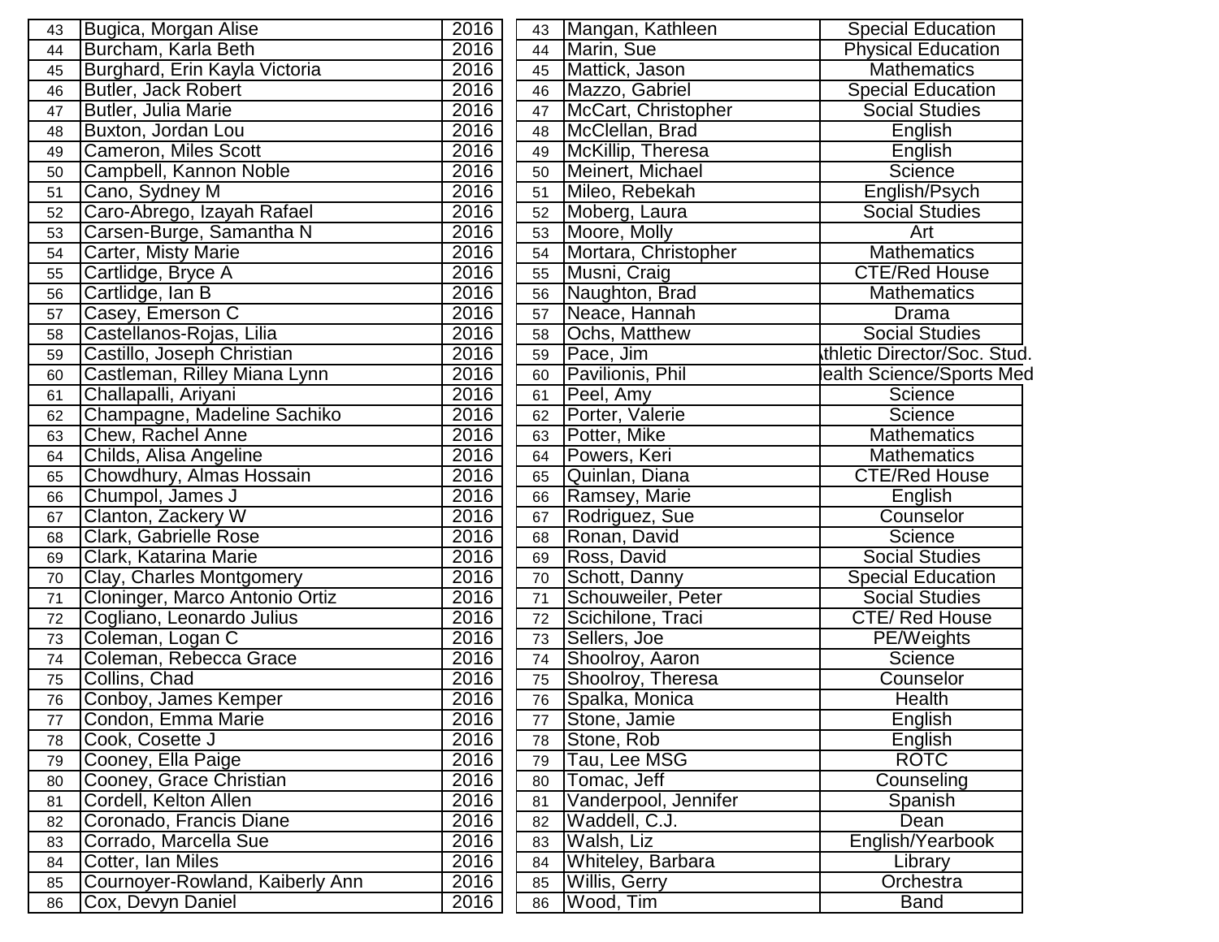| 43 | Bugica, Morgan Alise | 2016 |
|---|---|---|
| 44 | Burcham, Karla Beth | 2016 |
| 45 | Burghard, Erin Kayla Victoria | 2016 |
| 46 | Butler, Jack Robert | 2016 |
| 47 | Butler, Julia Marie | 2016 |
| 48 | Buxton, Jordan Lou | 2016 |
| 49 | Cameron, Miles Scott | 2016 |
| 50 | Campbell, Kannon Noble | 2016 |
| 51 | Cano, Sydney M | 2016 |
| 52 | Caro-Abrego, Izayah Rafael | 2016 |
| 53 | Carsen-Burge, Samantha N | 2016 |
| 54 | Carter, Misty Marie | 2016 |
| 55 | Cartlidge, Bryce A | 2016 |
| 56 | Cartlidge, Ian B | 2016 |
| 57 | Casey, Emerson C | 2016 |
| 58 | Castellanos-Rojas, Lilia | 2016 |
| 59 | Castillo, Joseph Christian | 2016 |
| 60 | Castleman, Rilley Miana Lynn | 2016 |
| 61 | Challapalli, Ariyani | 2016 |
| 62 | Champagne, Madeline Sachiko | 2016 |
| 63 | Chew, Rachel Anne | 2016 |
| 64 | Childs, Alisa Angeline | 2016 |
| 65 | Chowdhury, Almas Hossain | 2016 |
| 66 | Chumpol, James J | 2016 |
| 67 | Clanton, Zackery W | 2016 |
| 68 | Clark, Gabrielle Rose | 2016 |
| 69 | Clark, Katarina Marie | 2016 |
| 70 | Clay, Charles Montgomery | 2016 |
| 71 | Cloninger, Marco Antonio Ortiz | 2016 |
| 72 | Cogliano, Leonardo Julius | 2016 |
| 73 | Coleman, Logan C | 2016 |
| 74 | Coleman, Rebecca Grace | 2016 |
| 75 | Collins, Chad | 2016 |
| 76 | Conboy, James Kemper | 2016 |
| 77 | Condon, Emma Marie | 2016 |
| 78 | Cook, Cosette J | 2016 |
| 79 | Cooney, Ella Paige | 2016 |
| 80 | Cooney, Grace Christian | 2016 |
| 81 | Cordell, Kelton Allen | 2016 |
| 82 | Coronado, Francis Diane | 2016 |
| 83 | Corrado, Marcella Sue | 2016 |
| 84 | Cotter, Ian Miles | 2016 |
| 85 | Cournoyer-Rowland, Kaiberly Ann | 2016 |
| 86 | Cox, Devyn Daniel | 2016 |

| 43 | Mangan, Kathleen | Special Education |
|---|---|---|
| 44 | Marin, Sue | Physical Education |
| 45 | Mattick, Jason | Mathematics |
| 46 | Mazzo, Gabriel | Special Education |
| 47 | McCart, Christopher | Social Studies |
| 48 | McClellan, Brad | English |
| 49 | McKillip, Theresa | English |
| 50 | Meinert, Michael | Science |
| 51 | Mileo, Rebekah | English/Psych |
| 52 | Moberg, Laura | Social Studies |
| 53 | Moore, Molly | Art |
| 54 | Mortara, Christopher | Mathematics |
| 55 | Musni, Craig | CTE/Red House |
| 56 | Naughton, Brad | Mathematics |
| 57 | Neace, Hannah | Drama |
| 58 | Ochs, Matthew | Social Studies |
| 59 | Pace, Jim | Athletic Director/Soc. Stud. |
| 60 | Pavilionis, Phil | Health Science/Sports Med |
| 61 | Peel, Amy | Science |
| 62 | Porter, Valerie | Science |
| 63 | Potter, Mike | Mathematics |
| 64 | Powers, Keri | Mathematics |
| 65 | Quinlan, Diana | CTE/Red House |
| 66 | Ramsey, Marie | English |
| 67 | Rodriguez, Sue | Counselor |
| 68 | Ronan, David | Science |
| 69 | Ross, David | Social Studies |
| 70 | Schott, Danny | Special Education |
| 71 | Schouweiler, Peter | Social Studies |
| 72 | Scichilone, Traci | CTE/ Red House |
| 73 | Sellers, Joe | PE/Weights |
| 74 | Shoolroy, Aaron | Science |
| 75 | Shoolroy, Theresa | Counselor |
| 76 | Spalka, Monica | Health |
| 77 | Stone, Jamie | English |
| 78 | Stone, Rob | English |
| 79 | Tau, Lee MSG | ROTC |
| 80 | Tomac, Jeff | Counseling |
| 81 | Vanderpool, Jennifer | Spanish |
| 82 | Waddell, C.J. | Dean |
| 83 | Walsh, Liz | English/Yearbook |
| 84 | Whiteley, Barbara | Library |
| 85 | Willis, Gerry | Orchestra |
| 86 | Wood, Tim | Band |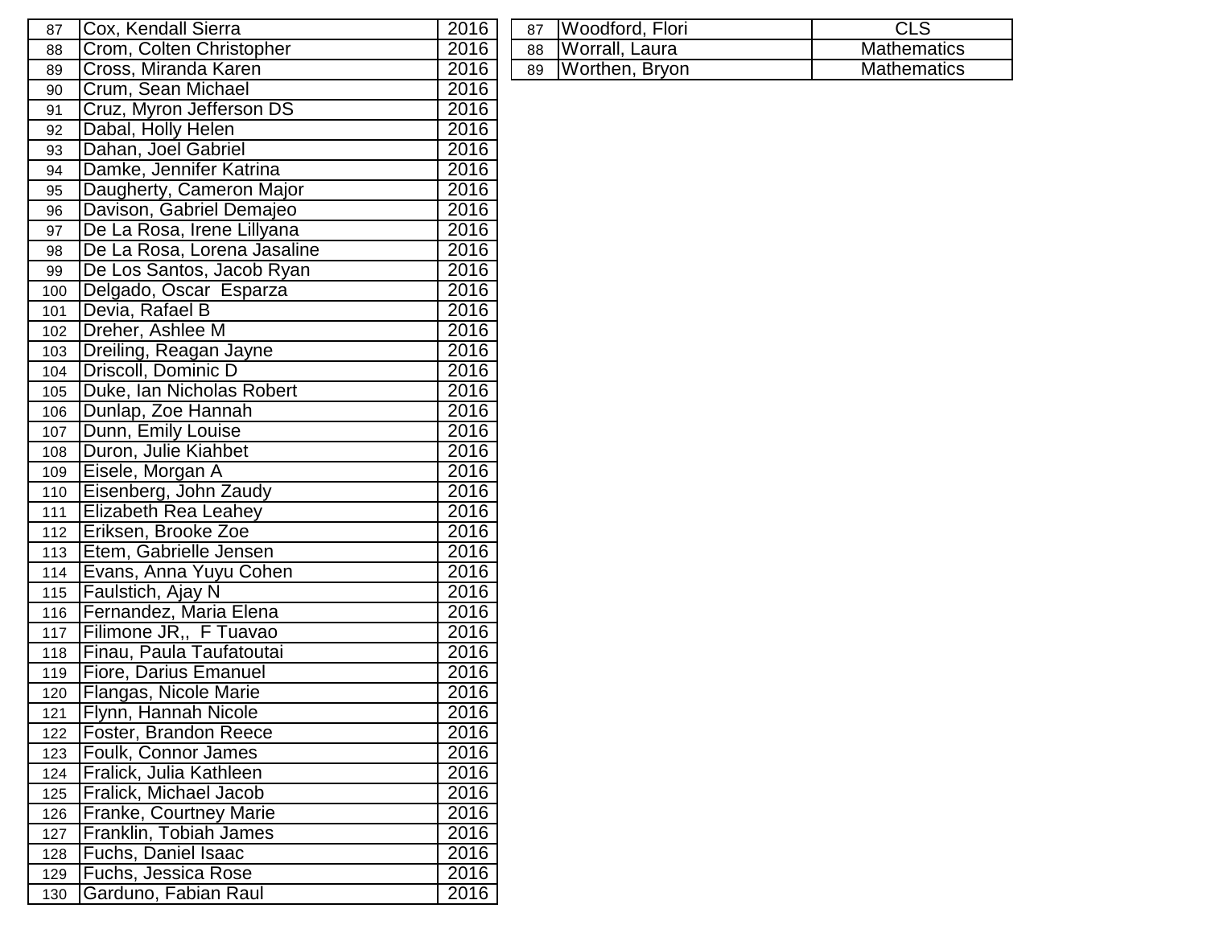| | | |
|---|---|---|
| 87 | Cox, Kendall Sierra | 2016 |
| 88 | Crom, Colten Christopher | 2016 |
| 89 | Cross, Miranda Karen | 2016 |
| 90 | Crum, Sean Michael | 2016 |
| 91 | Cruz, Myron Jefferson DS | 2016 |
| 92 | Dabal, Holly Helen | 2016 |
| 93 | Dahan, Joel Gabriel | 2016 |
| 94 | Damke, Jennifer Katrina | 2016 |
| 95 | Daugherty, Cameron Major | 2016 |
| 96 | Davison, Gabriel Demajeo | 2016 |
| 97 | De La Rosa, Irene Lillyana | 2016 |
| 98 | De La Rosa, Lorena Jasaline | 2016 |
| 99 | De Los Santos, Jacob Ryan | 2016 |
| 100 | Delgado, Oscar Esparza | 2016 |
| 101 | Devia, Rafael B | 2016 |
| 102 | Dreher, Ashlee M | 2016 |
| 103 | Dreiling, Reagan Jayne | 2016 |
| 104 | Driscoll, Dominic D | 2016 |
| 105 | Duke, Ian Nicholas Robert | 2016 |
| 106 | Dunlap, Zoe Hannah | 2016 |
| 107 | Dunn, Emily Louise | 2016 |
| 108 | Duron, Julie Kiahbet | 2016 |
| 109 | Eisele, Morgan A | 2016 |
| 110 | Eisenberg, John Zaudy | 2016 |
| 111 | Elizabeth Rea Leahey | 2016 |
| 112 | Eriksen, Brooke Zoe | 2016 |
| 113 | Etem, Gabrielle Jensen | 2016 |
| 114 | Evans, Anna Yuyu Cohen | 2016 |
| 115 | Faulstich, Ajay N | 2016 |
| 116 | Fernandez, Maria Elena | 2016 |
| 117 | Filimone JR,, F Tuavao | 2016 |
| 118 | Finau, Paula Taufatoutai | 2016 |
| 119 | Fiore, Darius Emanuel | 2016 |
| 120 | Flangas, Nicole Marie | 2016 |
| 121 | Flynn, Hannah Nicole | 2016 |
| 122 | Foster, Brandon Reece | 2016 |
| 123 | Foulk, Connor James | 2016 |
| 124 | Fralick, Julia Kathleen | 2016 |
| 125 | Fralick, Michael Jacob | 2016 |
| 126 | Franke, Courtney Marie | 2016 |
| 127 | Franklin, Tobiah James | 2016 |
| 128 | Fuchs, Daniel Isaac | 2016 |
| 129 | Fuchs, Jessica Rose | 2016 |
| 130 | Garduno, Fabian Raul | 2016 |

| | | |
|---|---|---|
| 87 | Woodford, Flori | CLS |
| 88 | Worrall, Laura | Mathematics |
| 89 | Worthen, Bryon | Mathematics |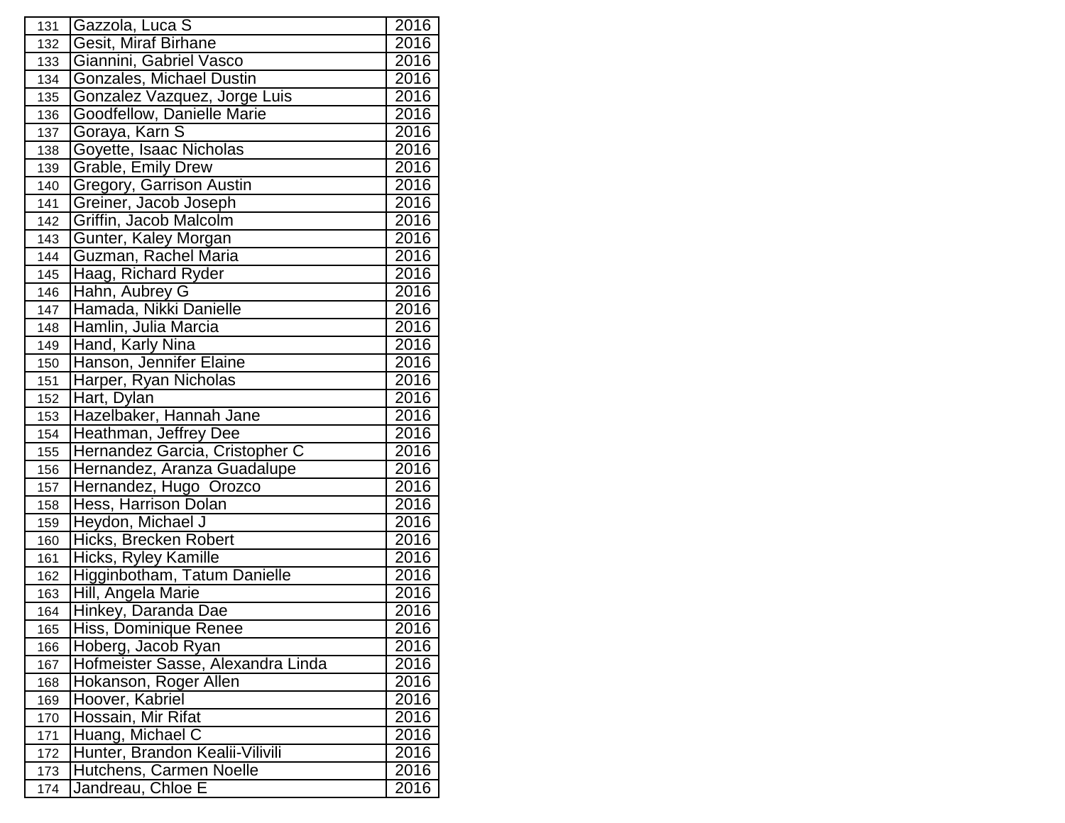| | | |
|---|---|---|
| 131 | Gazzola, Luca S | 2016 |
| 132 | Gesit, Miraf Birhane | 2016 |
| 133 | Giannini, Gabriel Vasco | 2016 |
| 134 | Gonzales, Michael Dustin | 2016 |
| 135 | Gonzalez Vazquez, Jorge Luis | 2016 |
| 136 | Goodfellow, Danielle Marie | 2016 |
| 137 | Goraya, Karn S | 2016 |
| 138 | Goyette, Isaac Nicholas | 2016 |
| 139 | Grable, Emily Drew | 2016 |
| 140 | Gregory, Garrison Austin | 2016 |
| 141 | Greiner, Jacob Joseph | 2016 |
| 142 | Griffin, Jacob Malcolm | 2016 |
| 143 | Gunter, Kaley Morgan | 2016 |
| 144 | Guzman, Rachel Maria | 2016 |
| 145 | Haag, Richard Ryder | 2016 |
| 146 | Hahn, Aubrey G | 2016 |
| 147 | Hamada, Nikki Danielle | 2016 |
| 148 | Hamlin, Julia Marcia | 2016 |
| 149 | Hand, Karly Nina | 2016 |
| 150 | Hanson, Jennifer Elaine | 2016 |
| 151 | Harper, Ryan Nicholas | 2016 |
| 152 | Hart, Dylan | 2016 |
| 153 | Hazelbaker, Hannah Jane | 2016 |
| 154 | Heathman, Jeffrey Dee | 2016 |
| 155 | Hernandez Garcia, Cristopher C | 2016 |
| 156 | Hernandez, Aranza Guadalupe | 2016 |
| 157 | Hernandez, Hugo  Orozco | 2016 |
| 158 | Hess, Harrison Dolan | 2016 |
| 159 | Heydon, Michael J | 2016 |
| 160 | Hicks, Brecken Robert | 2016 |
| 161 | Hicks, Ryley Kamille | 2016 |
| 162 | Higginbotham, Tatum Danielle | 2016 |
| 163 | Hill, Angela Marie | 2016 |
| 164 | Hinkey, Daranda Dae | 2016 |
| 165 | Hiss, Dominique Renee | 2016 |
| 166 | Hoberg, Jacob Ryan | 2016 |
| 167 | Hofmeister Sasse, Alexandra Linda | 2016 |
| 168 | Hokanson, Roger Allen | 2016 |
| 169 | Hoover, Kabriel | 2016 |
| 170 | Hossain, Mir Rifat | 2016 |
| 171 | Huang, Michael C | 2016 |
| 172 | Hunter, Brandon Kealii-Vilivili | 2016 |
| 173 | Hutchens, Carmen Noelle | 2016 |
| 174 | Jandreau, Chloe E | 2016 |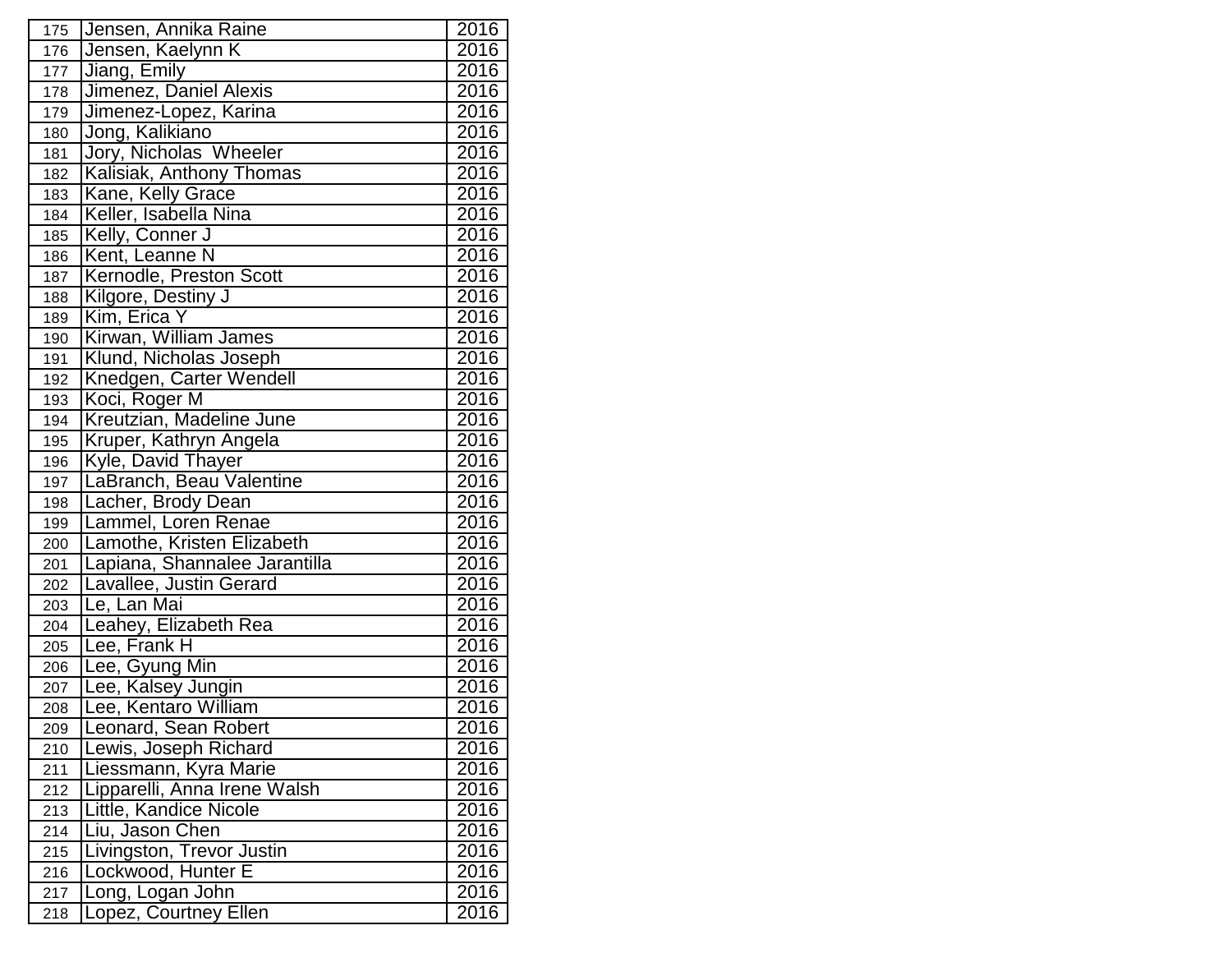| | | |
|---|---|---|
| 175 | Jensen, Annika Raine | 2016 |
| 176 | Jensen, Kaelynn K | 2016 |
| 177 | Jiang, Emily | 2016 |
| 178 | Jimenez, Daniel Alexis | 2016 |
| 179 | Jimenez-Lopez, Karina | 2016 |
| 180 | Jong, Kalikiano | 2016 |
| 181 | Jory, Nicholas  Wheeler | 2016 |
| 182 | Kalisiak, Anthony Thomas | 2016 |
| 183 | Kane, Kelly Grace | 2016 |
| 184 | Keller, Isabella Nina | 2016 |
| 185 | Kelly, Conner J | 2016 |
| 186 | Kent, Leanne N | 2016 |
| 187 | Kernodle, Preston Scott | 2016 |
| 188 | Kilgore, Destiny J | 2016 |
| 189 | Kim, Erica Y | 2016 |
| 190 | Kirwan, William James | 2016 |
| 191 | Klund, Nicholas Joseph | 2016 |
| 192 | Knedgen, Carter Wendell | 2016 |
| 193 | Koci, Roger M | 2016 |
| 194 | Kreutzian, Madeline June | 2016 |
| 195 | Kruper, Kathryn Angela | 2016 |
| 196 | Kyle, David Thayer | 2016 |
| 197 | LaBranch, Beau Valentine | 2016 |
| 198 | Lacher, Brody Dean | 2016 |
| 199 | Lammel, Loren Renae | 2016 |
| 200 | Lamothe, Kristen Elizabeth | 2016 |
| 201 | Lapiana, Shannalee Jarantilla | 2016 |
| 202 | Lavallee, Justin Gerard | 2016 |
| 203 | Le, Lan Mai | 2016 |
| 204 | Leahey, Elizabeth Rea | 2016 |
| 205 | Lee, Frank H | 2016 |
| 206 | Lee, Gyung Min | 2016 |
| 207 | Lee, Kalsey Jungin | 2016 |
| 208 | Lee, Kentaro William | 2016 |
| 209 | Leonard, Sean Robert | 2016 |
| 210 | Lewis, Joseph Richard | 2016 |
| 211 | Liessmann, Kyra Marie | 2016 |
| 212 | Lipparelli, Anna Irene Walsh | 2016 |
| 213 | Little, Kandice Nicole | 2016 |
| 214 | Liu, Jason Chen | 2016 |
| 215 | Livingston, Trevor Justin | 2016 |
| 216 | Lockwood, Hunter E | 2016 |
| 217 | Long, Logan John | 2016 |
| 218 | Lopez, Courtney Ellen | 2016 |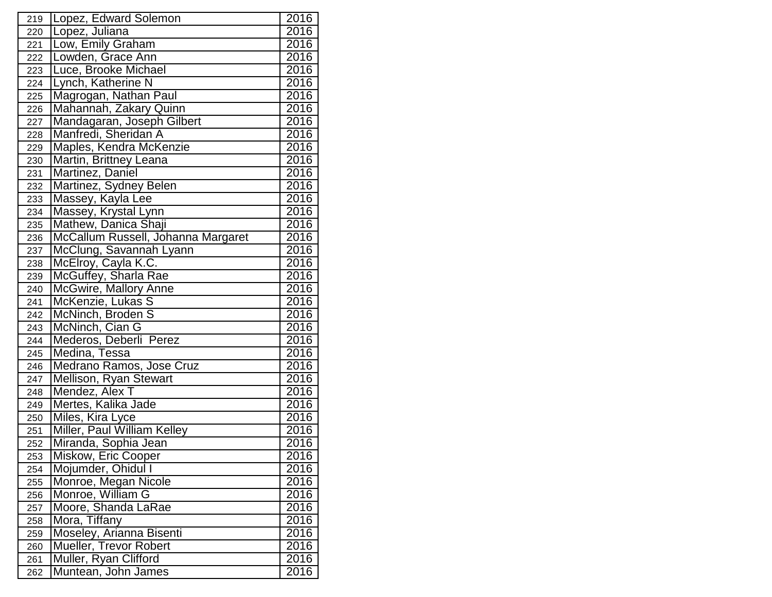| | | |
|---|---|---|
| 219 | Lopez, Edward Solemon | 2016 |
| 220 | Lopez, Juliana | 2016 |
| 221 | Low, Emily Graham | 2016 |
| 222 | Lowden, Grace Ann | 2016 |
| 223 | Luce, Brooke Michael | 2016 |
| 224 | Lynch, Katherine N | 2016 |
| 225 | Magrogan, Nathan Paul | 2016 |
| 226 | Mahannah, Zakary Quinn | 2016 |
| 227 | Mandagaran, Joseph Gilbert | 2016 |
| 228 | Manfredi, Sheridan A | 2016 |
| 229 | Maples, Kendra McKenzie | 2016 |
| 230 | Martin, Brittney Leana | 2016 |
| 231 | Martinez, Daniel | 2016 |
| 232 | Martinez, Sydney Belen | 2016 |
| 233 | Massey, Kayla Lee | 2016 |
| 234 | Massey, Krystal Lynn | 2016 |
| 235 | Mathew, Danica Shaji | 2016 |
| 236 | McCallum Russell, Johanna Margaret | 2016 |
| 237 | McClung, Savannah Lyann | 2016 |
| 238 | McElroy, Cayla K.C. | 2016 |
| 239 | McGuffey, Sharla Rae | 2016 |
| 240 | McGwire, Mallory Anne | 2016 |
| 241 | McKenzie, Lukas S | 2016 |
| 242 | McNinch, Broden S | 2016 |
| 243 | McNinch, Cian G | 2016 |
| 244 | Mederos, Deberli  Perez | 2016 |
| 245 | Medina, Tessa | 2016 |
| 246 | Medrano Ramos, Jose Cruz | 2016 |
| 247 | Mellison, Ryan Stewart | 2016 |
| 248 | Mendez, Alex T | 2016 |
| 249 | Mertes, Kalika Jade | 2016 |
| 250 | Miles, Kira Lyce | 2016 |
| 251 | Miller, Paul William Kelley | 2016 |
| 252 | Miranda, Sophia Jean | 2016 |
| 253 | Miskow, Eric Cooper | 2016 |
| 254 | Mojumder, Ohidul I | 2016 |
| 255 | Monroe, Megan Nicole | 2016 |
| 256 | Monroe, William G | 2016 |
| 257 | Moore, Shanda LaRae | 2016 |
| 258 | Mora, Tiffany | 2016 |
| 259 | Moseley, Arianna Bisenti | 2016 |
| 260 | Mueller, Trevor Robert | 2016 |
| 261 | Muller, Ryan Clifford | 2016 |
| 262 | Muntean, John James | 2016 |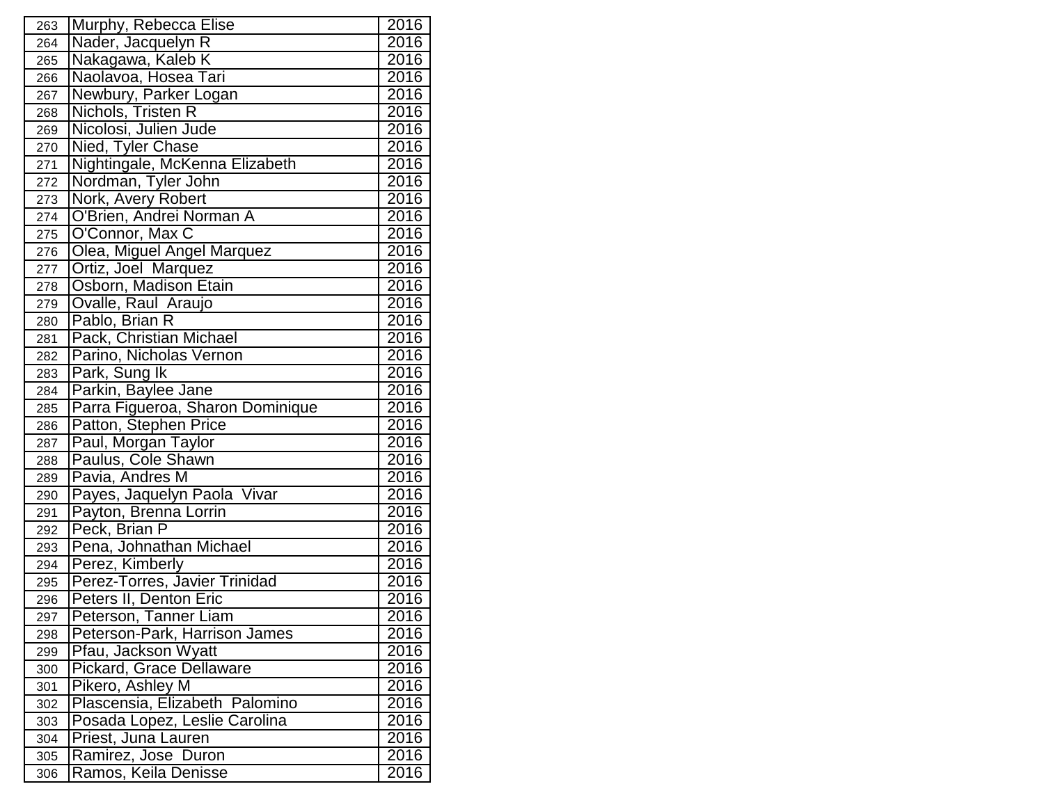| | | |
|---|---|---|
| 263 | Murphy, Rebecca Elise | 2016 |
| 264 | Nader, Jacquelyn R | 2016 |
| 265 | Nakagawa, Kaleb K | 2016 |
| 266 | Naolavoa, Hosea Tari | 2016 |
| 267 | Newbury, Parker Logan | 2016 |
| 268 | Nichols, Tristen R | 2016 |
| 269 | Nicolosi, Julien Jude | 2016 |
| 270 | Nied, Tyler Chase | 2016 |
| 271 | Nightingale, McKenna Elizabeth | 2016 |
| 272 | Nordman, Tyler John | 2016 |
| 273 | Nork, Avery Robert | 2016 |
| 274 | O'Brien, Andrei Norman A | 2016 |
| 275 | O'Connor, Max C | 2016 |
| 276 | Olea, Miguel Angel Marquez | 2016 |
| 277 | Ortiz, Joel Marquez | 2016 |
| 278 | Osborn, Madison Etain | 2016 |
| 279 | Ovalle, Raul Araujo | 2016 |
| 280 | Pablo, Brian R | 2016 |
| 281 | Pack, Christian Michael | 2016 |
| 282 | Parino, Nicholas Vernon | 2016 |
| 283 | Park, Sung Ik | 2016 |
| 284 | Parkin, Baylee Jane | 2016 |
| 285 | Parra Figueroa, Sharon Dominique | 2016 |
| 286 | Patton, Stephen Price | 2016 |
| 287 | Paul, Morgan Taylor | 2016 |
| 288 | Paulus, Cole Shawn | 2016 |
| 289 | Pavia, Andres M | 2016 |
| 290 | Payes, Jaquelyn Paola Vivar | 2016 |
| 291 | Payton, Brenna Lorrin | 2016 |
| 292 | Peck, Brian P | 2016 |
| 293 | Pena, Johnathan Michael | 2016 |
| 294 | Perez, Kimberly | 2016 |
| 295 | Perez-Torres, Javier Trinidad | 2016 |
| 296 | Peters II, Denton Eric | 2016 |
| 297 | Peterson, Tanner Liam | 2016 |
| 298 | Peterson-Park, Harrison James | 2016 |
| 299 | Pfau, Jackson Wyatt | 2016 |
| 300 | Pickard, Grace Dellaware | 2016 |
| 301 | Pikero, Ashley M | 2016 |
| 302 | Plascensia, Elizabeth Palomino | 2016 |
| 303 | Posada Lopez, Leslie Carolina | 2016 |
| 304 | Priest, Juna Lauren | 2016 |
| 305 | Ramirez, Jose Duron | 2016 |
| 306 | Ramos, Keila Denisse | 2016 |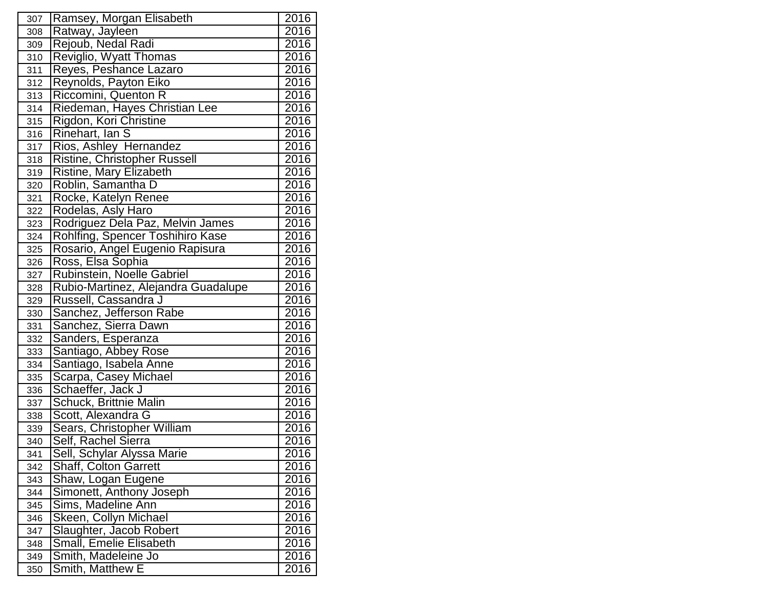| | | |
|---|---|---|
| 307 | Ramsey, Morgan Elisabeth | 2016 |
| 308 | Ratway, Jayleen | 2016 |
| 309 | Rejoub, Nedal Radi | 2016 |
| 310 | Reviglio, Wyatt Thomas | 2016 |
| 311 | Reyes, Peshance Lazaro | 2016 |
| 312 | Reynolds, Payton Eiko | 2016 |
| 313 | Riccomini, Quenton R | 2016 |
| 314 | Riedeman, Hayes Christian Lee | 2016 |
| 315 | Rigdon, Kori Christine | 2016 |
| 316 | Rinehart, Ian S | 2016 |
| 317 | Rios, Ashley  Hernandez | 2016 |
| 318 | Ristine, Christopher Russell | 2016 |
| 319 | Ristine, Mary Elizabeth | 2016 |
| 320 | Roblin, Samantha D | 2016 |
| 321 | Rocke, Katelyn Renee | 2016 |
| 322 | Rodelas, Asly Haro | 2016 |
| 323 | Rodriguez Dela Paz, Melvin James | 2016 |
| 324 | Rohlfing, Spencer Toshihiro Kase | 2016 |
| 325 | Rosario, Angel Eugenio Rapisura | 2016 |
| 326 | Ross, Elsa Sophia | 2016 |
| 327 | Rubinstein, Noelle Gabriel | 2016 |
| 328 | Rubio-Martinez, Alejandra Guadalupe | 2016 |
| 329 | Russell, Cassandra J | 2016 |
| 330 | Sanchez, Jefferson Rabe | 2016 |
| 331 | Sanchez, Sierra Dawn | 2016 |
| 332 | Sanders, Esperanza | 2016 |
| 333 | Santiago, Abbey Rose | 2016 |
| 334 | Santiago, Isabela Anne | 2016 |
| 335 | Scarpa, Casey Michael | 2016 |
| 336 | Schaeffer, Jack J | 2016 |
| 337 | Schuck, Brittnie Malin | 2016 |
| 338 | Scott, Alexandra G | 2016 |
| 339 | Sears, Christopher William | 2016 |
| 340 | Self, Rachel Sierra | 2016 |
| 341 | Sell, Schylar Alyssa Marie | 2016 |
| 342 | Shaff, Colton Garrett | 2016 |
| 343 | Shaw, Logan Eugene | 2016 |
| 344 | Simonett, Anthony Joseph | 2016 |
| 345 | Sims, Madeline Ann | 2016 |
| 346 | Skeen, Collyn Michael | 2016 |
| 347 | Slaughter, Jacob Robert | 2016 |
| 348 | Small, Emelie Elisabeth | 2016 |
| 349 | Smith, Madeleine Jo | 2016 |
| 350 | Smith, Matthew E | 2016 |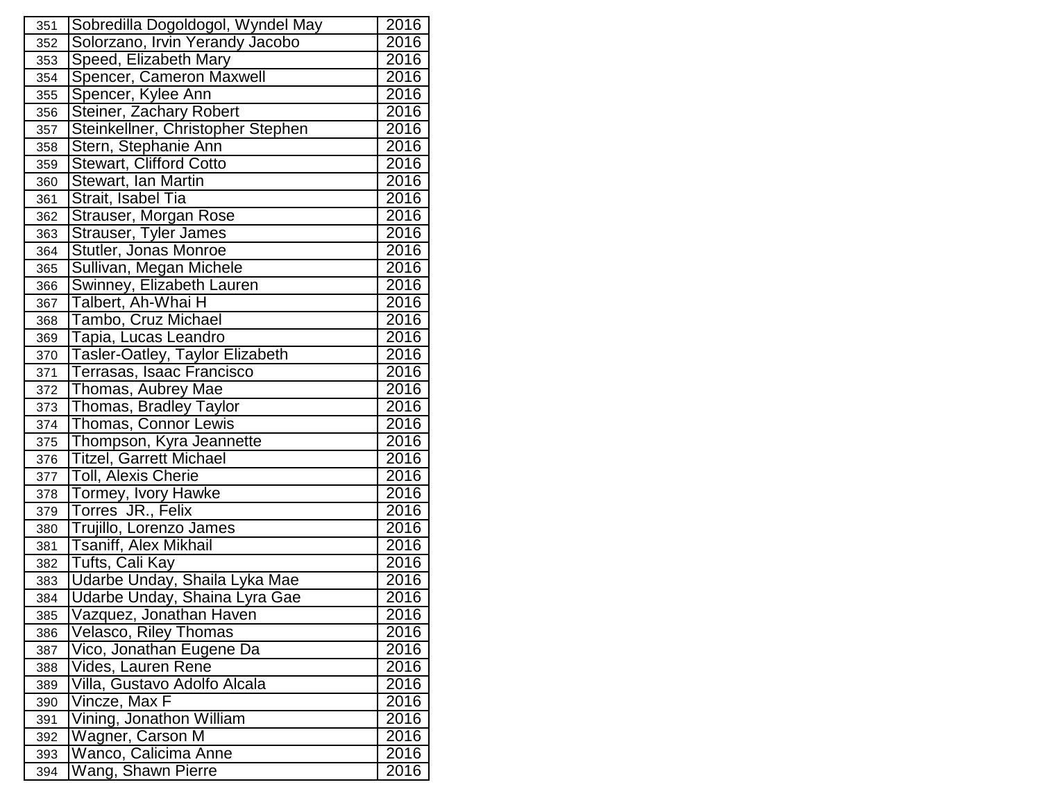| | | |
|---|---|---|
| 351 | Sobredilla Dogoldogol, Wyndel May | 2016 |
| 352 | Solorzano, Irvin Yerandy Jacobo | 2016 |
| 353 | Speed, Elizabeth Mary | 2016 |
| 354 | Spencer, Cameron Maxwell | 2016 |
| 355 | Spencer, Kylee Ann | 2016 |
| 356 | Steiner, Zachary Robert | 2016 |
| 357 | Steinkellner, Christopher Stephen | 2016 |
| 358 | Stern, Stephanie Ann | 2016 |
| 359 | Stewart, Clifford Cotto | 2016 |
| 360 | Stewart, Ian Martin | 2016 |
| 361 | Strait, Isabel Tia | 2016 |
| 362 | Strauser, Morgan Rose | 2016 |
| 363 | Strauser, Tyler James | 2016 |
| 364 | Stutler, Jonas Monroe | 2016 |
| 365 | Sullivan, Megan Michele | 2016 |
| 366 | Swinney, Elizabeth Lauren | 2016 |
| 367 | Talbert, Ah-Whai H | 2016 |
| 368 | Tambo, Cruz Michael | 2016 |
| 369 | Tapia, Lucas Leandro | 2016 |
| 370 | Tasler-Oatley, Taylor Elizabeth | 2016 |
| 371 | Terrasas, Isaac Francisco | 2016 |
| 372 | Thomas, Aubrey Mae | 2016 |
| 373 | Thomas, Bradley Taylor | 2016 |
| 374 | Thomas, Connor Lewis | 2016 |
| 375 | Thompson, Kyra Jeannette | 2016 |
| 376 | Titzel, Garrett Michael | 2016 |
| 377 | Toll, Alexis Cherie | 2016 |
| 378 | Tormey, Ivory Hawke | 2016 |
| 379 | Torres JR., Felix | 2016 |
| 380 | Trujillo, Lorenzo James | 2016 |
| 381 | Tsaniff, Alex Mikhail | 2016 |
| 382 | Tufts, Cali Kay | 2016 |
| 383 | Udarbe Unday, Shaila Lyka Mae | 2016 |
| 384 | Udarbe Unday, Shaina Lyra Gae | 2016 |
| 385 | Vazquez, Jonathan Haven | 2016 |
| 386 | Velasco, Riley Thomas | 2016 |
| 387 | Vico, Jonathan Eugene Da | 2016 |
| 388 | Vides, Lauren Rene | 2016 |
| 389 | Villa, Gustavo Adolfo Alcala | 2016 |
| 390 | Vincze, Max F | 2016 |
| 391 | Vining, Jonathon William | 2016 |
| 392 | Wagner, Carson M | 2016 |
| 393 | Wanco, Calicima Anne | 2016 |
| 394 | Wang, Shawn Pierre | 2016 |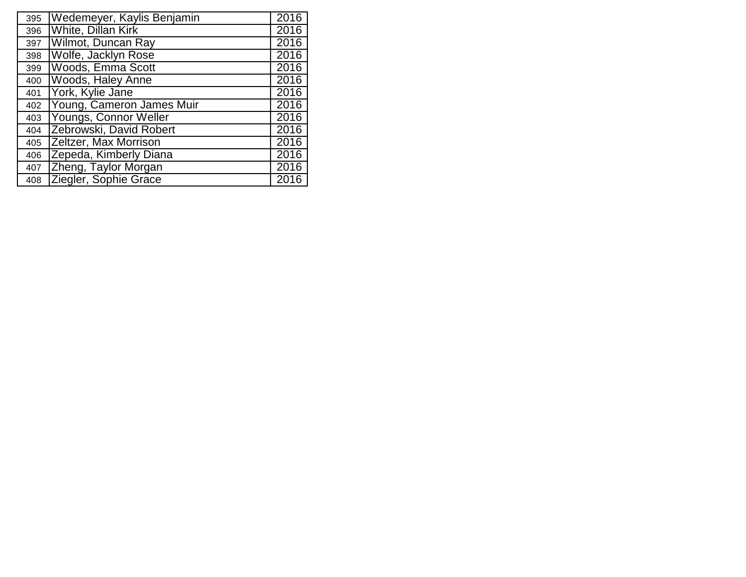| | | |
|---|---|---|
| 395 | Wedemeyer, Kaylis Benjamin | 2016 |
| 396 | White, Dillan Kirk | 2016 |
| 397 | Wilmot, Duncan Ray | 2016 |
| 398 | Wolfe, Jacklyn Rose | 2016 |
| 399 | Woods, Emma Scott | 2016 |
| 400 | Woods, Haley Anne | 2016 |
| 401 | York, Kylie Jane | 2016 |
| 402 | Young, Cameron James Muir | 2016 |
| 403 | Youngs, Connor Weller | 2016 |
| 404 | Zebrowski, David Robert | 2016 |
| 405 | Zeltzer, Max Morrison | 2016 |
| 406 | Zepeda, Kimberly Diana | 2016 |
| 407 | Zheng, Taylor Morgan | 2016 |
| 408 | Ziegler, Sophie Grace | 2016 |